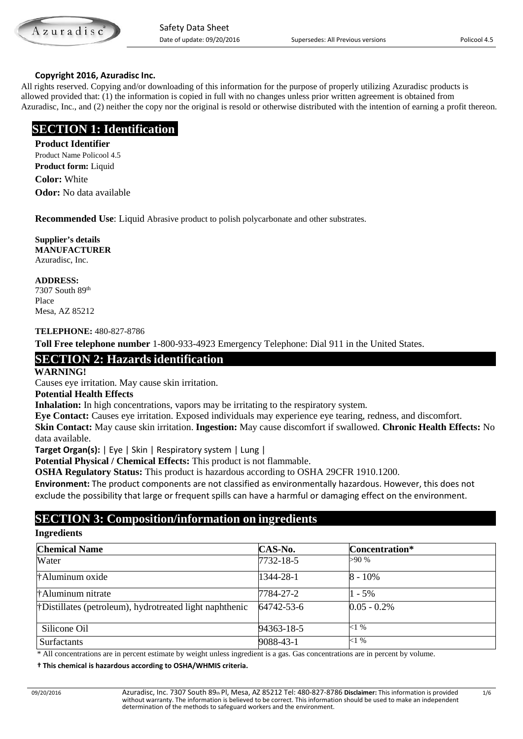**Copyright 2016, Azuradisc Inc.**

All rights reserved. Copying and/or downloading of this information for the purpose of properly utilizing Azuradisc products is allowed provided that: (1) the information is copied in full with no changes unless prior written agreement is obtained from Azuradisc, Inc., and (2) neither the copy nor the original is resold or otherwise distributed with the intention of earning a profit thereon.

# SECTION 1: Identification

**Product Identifier**

Product Name Policool 4.5

**Product form:** Liquid

**Color:** White

**Odor:** No data available

**Recommended Use**: Liquid Abrasive product to polish polycarbonate and other substrates.

**Supplier's details**
**MANUFACTURER**
Azuradisc, Inc.

**ADDRESS:**
7307 South 89th
Place
Mesa, AZ 85212

**TELEPHONE:** 480-827-8786

**Toll Free telephone number** 1-800-933-4923 Emergency Telephone: Dial 911 in the United States.

# SECTION 2: Hazards identification

**WARNING!**

Causes eye irritation. May cause skin irritation.

**Potential Health Effects**

**Inhalation:** In high concentrations, vapors may be irritating to the respiratory system.

**Eye Contact:** Causes eye irritation. Exposed individuals may experience eye tearing, redness, and discomfort.

**Skin Contact:** May cause skin irritation. **Ingestion:** May cause discomfort if swallowed. **Chronic Health Effects:** No data available.

**Target Organ(s):** | Eye | Skin | Respiratory system | Lung |

**Potential Physical / Chemical Effects:** This product is not flammable.

**OSHA Regulatory Status:** This product is hazardous according to OSHA 29CFR 1910.1200.

**Environment:** The product components are not classified as environmentally hazardous. However, this does not exclude the possibility that large or frequent spills can have a harmful or damaging effect on the environment.

# SECTION 3: Composition/information on ingredients

**Ingredients**

| Chemical Name | CAS-No. | Concentration* |
|---|---|---|
| Water | 7732-18-5 | >90 % |
| †Aluminum oxide | 1344-28-1 | 8 - 10% |
| †Aluminum nitrate | 7784-27-2 | 1 - 5% |
| †Distillates (petroleum), hydrotreated light naphthenic | 64742-53-6 | 0.05 - 0.2% |
| Silicone Oil | 94363-18-5 | <1 % |
| Surfactants | 9088-43-1 | <1 % |

\* All concentrations are in percent estimate by weight unless ingredient is a gas. Gas concentrations are in percent by volume.

**† This chemical is hazardous according to OSHA/WHMIS criteria.**

Azuradisc, Inc. 7307 South 89th Pl, Mesa, AZ 85212 Tel: 480-827-8786 **Disclaimer:** This information is provided without warranty. The information is believed to be correct. This information should be used to make an independent determination of the methods to safeguard workers and the environment.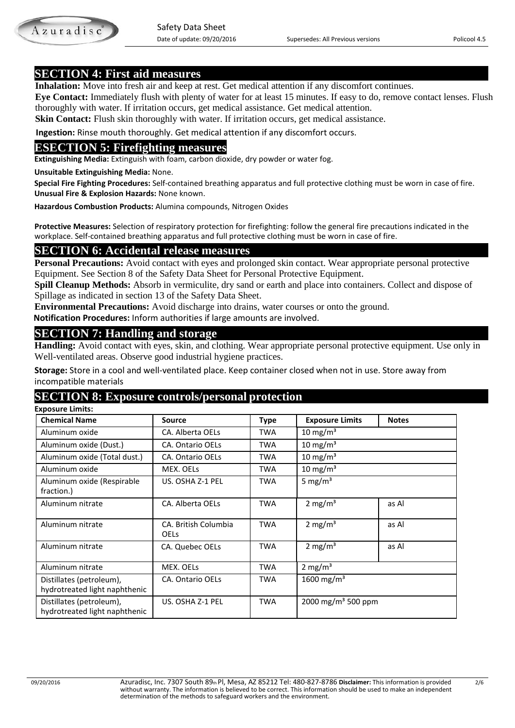## SECTION 4: First aid measures

**Inhalation:** Move into fresh air and keep at rest. Get medical attention if any discomfort continues.

**Eye Contact:** Immediately flush with plenty of water for at least 15 minutes. If easy to do, remove contact lenses. Flush thoroughly with water. If irritation occurs, get medical assistance. Get medical attention.

**Skin Contact:** Flush skin thoroughly with water. If irritation occurs, get medical assistance.

**Ingestion:** Rinse mouth thoroughly. Get medical attention if any discomfort occurs.

## ESECTION 5: Firefighting measures

**Extinguishing Media:** Extinguish with foam, carbon dioxide, dry powder or water fog.

**Unsuitable Extinguishing Media:** None.

**Special Fire Fighting Procedures:** Self-contained breathing apparatus and full protective clothing must be worn in case of fire.
**Unusual Fire & Explosion Hazards:** None known.

**Hazardous Combustion Products:** Alumina compounds, Nitrogen Oxides

**Protective Measures:** Selection of respiratory protection for firefighting: follow the general fire precautions indicated in the workplace. Self-contained breathing apparatus and full protective clothing must be worn in case of fire.

## SECTION 6: Accidental release measures

**Personal Precautions:** Avoid contact with eyes and prolonged skin contact. Wear appropriate personal protective Equipment. See Section 8 of the Safety Data Sheet for Personal Protective Equipment.

**Spill Cleanup Methods:** Absorb in vermiculite, dry sand or earth and place into containers. Collect and dispose of Spillage as indicated in section 13 of the Safety Data Sheet.

**Environmental Precautions:** Avoid discharge into drains, water courses or onto the ground.

**Notification Procedures:** Inform authorities if large amounts are involved.

## SECTION 7: Handling and storage

**Handling:** Avoid contact with eyes, skin, and clothing. Wear appropriate personal protective equipment. Use only in Well-ventilated areas. Observe good industrial hygiene practices.

**Storage:** Store in a cool and well-ventilated place. Keep container closed when not in use. Store away from incompatible materials

## SECTION 8: Exposure controls/personal protection

**Exposure Limits:**

| Chemical Name | Source | Type | Exposure Limits | Notes |
|---|---|---|---|---|
| Aluminum oxide | CA. Alberta OELs | TWA | 10 mg/m³ | |
| Aluminum oxide (Dust.) | CA. Ontario OELs | TWA | 10 mg/m³ | |
| Aluminum oxide (Total dust.) | CA. Ontario OELs | TWA | 10 mg/m³ | |
| Aluminum oxide | MEX. OELs | TWA | 10 mg/m³ | |
| Aluminum oxide (Respirable fraction.) | US. OSHA Z-1 PEL | TWA | 5 mg/m³ | |
| Aluminum nitrate | CA. Alberta OELs | TWA | 2 mg/m³ | as Al |
| Aluminum nitrate | CA. British Columbia OELs | TWA | 2 mg/m³ | as Al |
| Aluminum nitrate | CA. Quebec OELs | TWA | 2 mg/m³ | as Al |
| Aluminum nitrate | MEX. OELs | TWA | 2 mg/m³ | |
| Distillates (petroleum), hydrotreated light naphthenic | CA. Ontario OELs | TWA | 1600 mg/m³ | |
| Distillates (petroleum), hydrotreated light naphthenic | US. OSHA Z-1 PEL | TWA | 2000 mg/m³ 500 ppm | |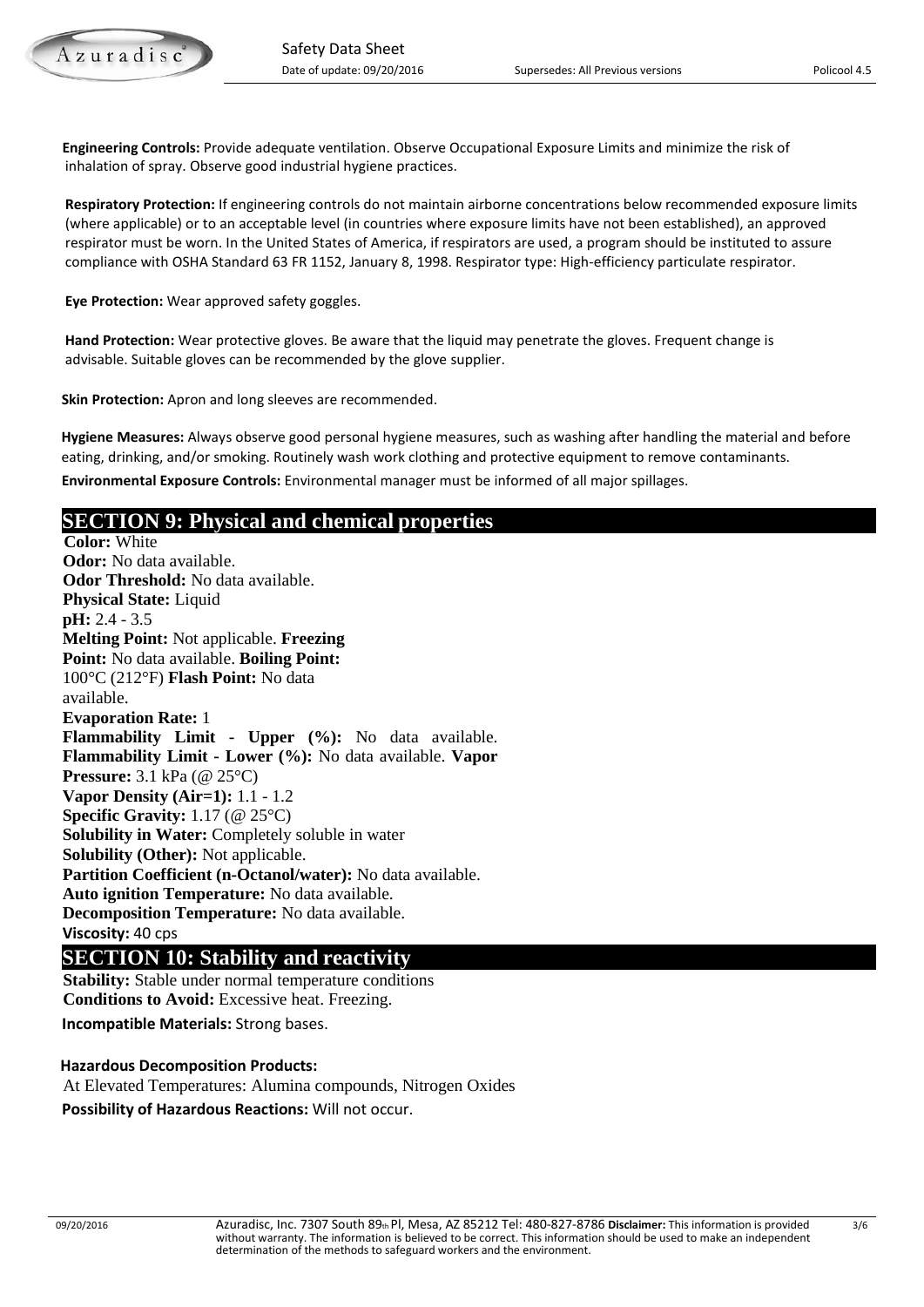**Engineering Controls:** Provide adequate ventilation. Observe Occupational Exposure Limits and minimize the risk of inhalation of spray. Observe good industrial hygiene practices.

**Respiratory Protection:** If engineering controls do not maintain airborne concentrations below recommended exposure limits (where applicable) or to an acceptable level (in countries where exposure limits have not been established), an approved respirator must be worn. In the United States of America, if respirators are used, a program should be instituted to assure compliance with OSHA Standard 63 FR 1152, January 8, 1998. Respirator type: High-efficiency particulate respirator.

**Eye Protection:** Wear approved safety goggles.

**Hand Protection:** Wear protective gloves. Be aware that the liquid may penetrate the gloves. Frequent change is advisable. Suitable gloves can be recommended by the glove supplier.

**Skin Protection:** Apron and long sleeves are recommended.

**Hygiene Measures:** Always observe good personal hygiene measures, such as washing after handling the material and before eating, drinking, and/or smoking. Routinely wash work clothing and protective equipment to remove contaminants.

**Environmental Exposure Controls:** Environmental manager must be informed of all major spillages.

## SECTION 9: Physical and chemical properties

**Color:** White
**Odor:** No data available.
**Odor Threshold:** No data available.
**Physical State:** Liquid
**pH:** 2.4 - 3.5
**Melting Point:** Not applicable.
**Freezing Point:** No data available.
**Boiling Point:** 100°C (212°F)
**Flash Point:** No data available.
**Evaporation Rate:** 1
**Flammability Limit - Upper (%):** No data available.
**Flammability Limit - Lower (%):** No data available.
**Vapor Pressure:** 3.1 kPa (@ 25°C)
**Vapor Density (Air=1):** 1.1 - 1.2
**Specific Gravity:** 1.17 (@ 25°C)
**Solubility in Water:** Completely soluble in water
**Solubility (Other):** Not applicable.
**Partition Coefficient (n-Octanol/water):** No data available.
**Auto ignition Temperature:** No data available.
**Decomposition Temperature:** No data available.
**Viscosity:** 40 cps

## SECTION 10: Stability and reactivity

**Stability:** Stable under normal temperature conditions
**Conditions to Avoid:** Excessive heat. Freezing.

**Incompatible Materials:** Strong bases.

**Hazardous Decomposition Products:**
At Elevated Temperatures: Alumina compounds, Nitrogen Oxides

**Possibility of Hazardous Reactions:** Will not occur.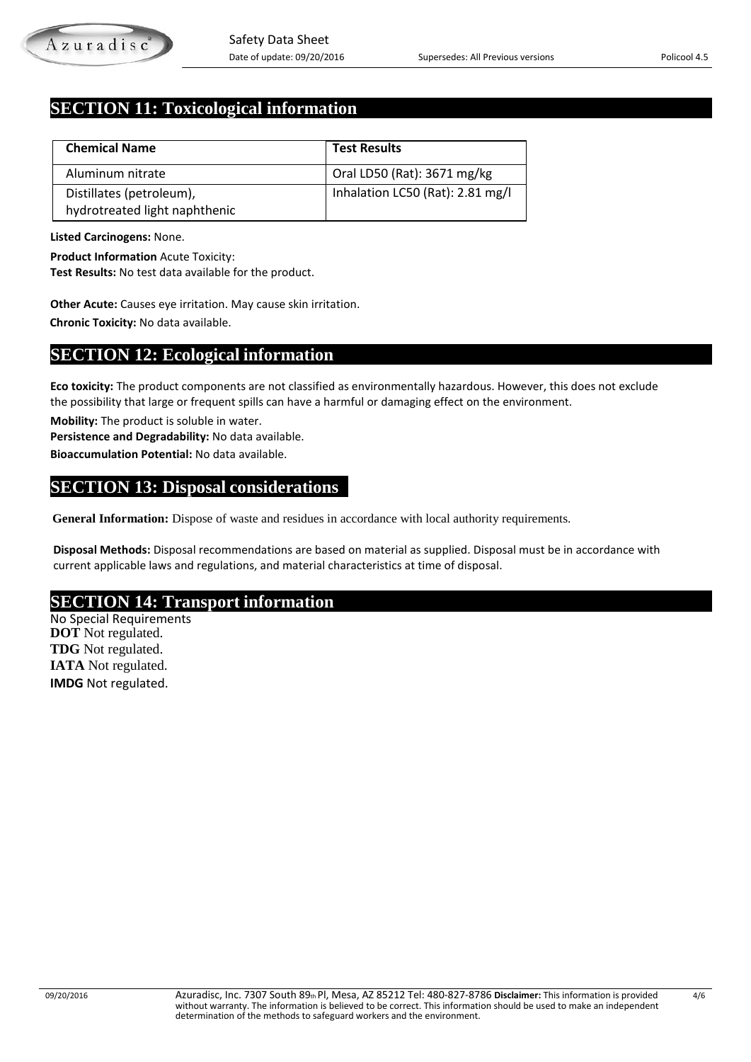## SECTION 11: Toxicological information

| Chemical Name | Test Results |
|---|---|
| Aluminum nitrate | Oral LD50 (Rat): 3671 mg/kg |
| Distillates (petroleum), hydrotreated light naphthenic | Inhalation LC50 (Rat): 2.81 mg/l |

**Listed Carcinogens:** None.

**Product Information** Acute Toxicity:

**Test Results:** No test data available for the product.

**Other Acute:** Causes eye irritation. May cause skin irritation.

**Chronic Toxicity:** No data available.

## SECTION 12: Ecological information

**Eco toxicity:** The product components are not classified as environmentally hazardous. However, this does not exclude the possibility that large or frequent spills can have a harmful or damaging effect on the environment.

**Mobility:** The product is soluble in water.

**Persistence and Degradability:** No data available.

**Bioaccumulation Potential:** No data available.

## SECTION 13: Disposal considerations

**General Information:** Dispose of waste and residues in accordance with local authority requirements.

**Disposal Methods:** Disposal recommendations are based on material as supplied. Disposal must be in accordance with current applicable laws and regulations, and material characteristics at time of disposal.

## SECTION 14: Transport information

No Special Requirements

**DOT** Not regulated.

**TDG** Not regulated.

**IATA** Not regulated.

**IMDG** Not regulated.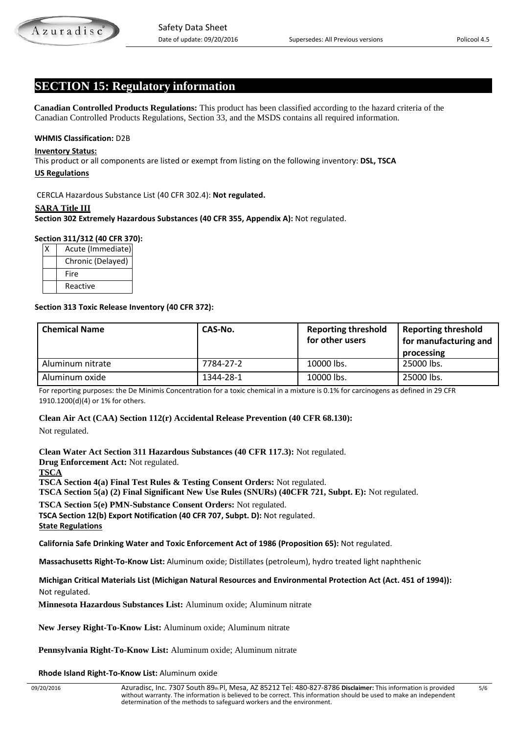# SECTION 15: Regulatory information

**Canadian Controlled Products Regulations:** This product has been classified according to the hazard criteria of the Canadian Controlled Products Regulations, Section 33, and the MSDS contains all required information.

**WHMIS Classification:** D2B

**Inventory Status:**

This product or all components are listed or exempt from listing on the following inventory: **DSL, TSCA**

**US Regulations**

CERCLA Hazardous Substance List (40 CFR 302.4): **Not regulated.**

**SARA Title III**

**Section 302 Extremely Hazardous Substances (40 CFR 355, Appendix A):** Not regulated.

**Section 311/312 (40 CFR 370):**

| | |
|---|---|
| X | Acute (Immediate) |
| | Chronic (Delayed) |
| | Fire |
| | Reactive |

**Section 313 Toxic Release Inventory (40 CFR 372):**

| Chemical Name | CAS-No. | Reporting threshold for other users | Reporting threshold for manufacturing and processing |
|---|---|---|---|
| Aluminum nitrate | 7784-27-2 | 10000 lbs. | 25000 lbs. |
| Aluminum oxide | 1344-28-1 | 10000 lbs. | 25000 lbs. |

For reporting purposes: the De Minimis Concentration for a toxic chemical in a mixture is 0.1% for carcinogens as defined in 29 CFR 1910.1200(d)(4) or 1% for others.

**Clean Air Act (CAA) Section 112(r) Accidental Release Prevention (40 CFR 68.130):**

Not regulated.

**Clean Water Act Section 311 Hazardous Substances (40 CFR 117.3):** Not regulated.

**Drug Enforcement Act:** Not regulated.

**TSCA**

**TSCA Section 4(a) Final Test Rules & Testing Consent Orders:** Not regulated.

**TSCA Section 5(a) (2) Final Significant New Use Rules (SNURs) (40CFR 721, Subpt. E):** Not regulated.

**TSCA Section 5(e) PMN-Substance Consent Orders:** Not regulated.

**TSCA Section 12(b) Export Notification (40 CFR 707, Subpt. D):** Not regulated.

**State Regulations**

**California Safe Drinking Water and Toxic Enforcement Act of 1986 (Proposition 65):** Not regulated.

**Massachusetts Right-To-Know List:** Aluminum oxide; Distillates (petroleum), hydro treated light naphthenic

**Michigan Critical Materials List (Michigan Natural Resources and Environmental Protection Act (Act. 451 of 1994)):** Not regulated.

**Minnesota Hazardous Substances List:** Aluminum oxide; Aluminum nitrate

**New Jersey Right-To-Know List:** Aluminum oxide; Aluminum nitrate

**Pennsylvania Right-To-Know List:** Aluminum oxide; Aluminum nitrate

**Rhode Island Right-To-Know List:** Aluminum oxide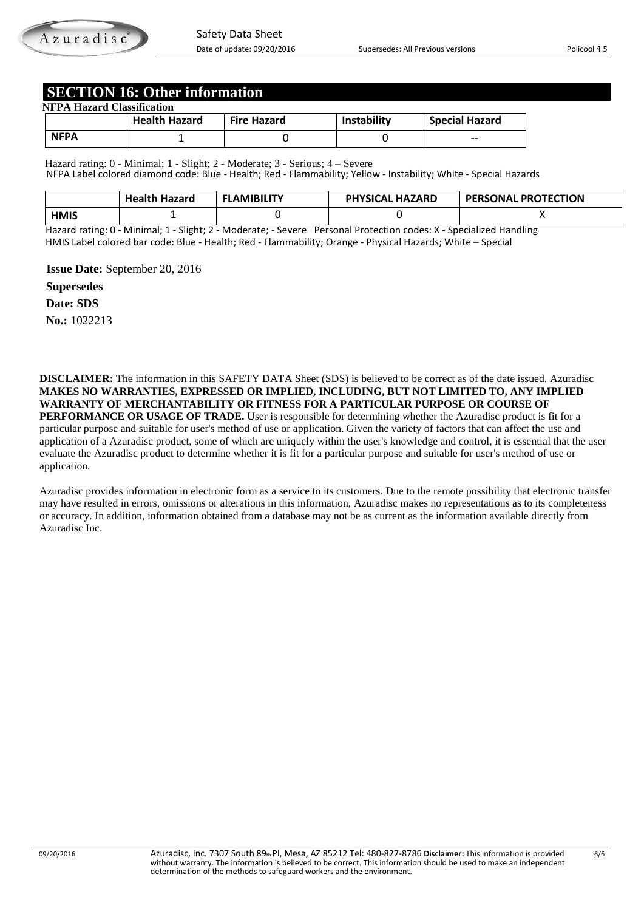# SECTION 16: Other information

**NFPA Hazard Classification**

| | Health Hazard | Fire Hazard | Instability | Special Hazard |
|---|---|---|---|---|
| NFPA | 1 | 0 | 0 | -- |

Hazard rating: 0 - Minimal; 1 - Slight; 2 - Moderate; 3 - Serious; 4 – Severe
NFPA Label colored diamond code: Blue - Health; Red - Flammability; Yellow - Instability; White - Special Hazards

| | Health Hazard | FLAMIBILITY | PHYSICAL HAZARD | PERSONAL PROTECTION |
|---|---|---|---|---|
| HMIS | 1 | 0 | 0 | X |

Hazard rating: 0 - Minimal; 1 - Slight; 2 - Moderate; - Severe Personal Protection codes: X - Specialized Handling
HMIS Label colored bar code: Blue - Health; Red - Flammability; Orange - Physical Hazards; White – Special

**Issue Date:** September 20, 2016

**Supersedes**

**Date: SDS**

**No.:** 1022213

**DISCLAIMER:** The information in this SAFETY DATA Sheet (SDS) is believed to be correct as of the date issued. Azuradisc **MAKES NO WARRANTIES, EXPRESSED OR IMPLIED, INCLUDING, BUT NOT LIMITED TO, ANY IMPLIED WARRANTY OF MERCHANTABILITY OR FITNESS FOR A PARTICULAR PURPOSE OR COURSE OF PERFORMANCE OR USAGE OF TRADE.** User is responsible for determining whether the Azuradisc product is fit for a particular purpose and suitable for user's method of use or application. Given the variety of factors that can affect the use and application of a Azuradisc product, some of which are uniquely within the user's knowledge and control, it is essential that the user evaluate the Azuradisc product to determine whether it is fit for a particular purpose and suitable for user's method of use or application.

Azuradisc provides information in electronic form as a service to its customers. Due to the remote possibility that electronic transfer may have resulted in errors, omissions or alterations in this information, Azuradisc makes no representations as to its completeness or accuracy. In addition, information obtained from a database may not be as current as the information available directly from Azuradisc Inc.